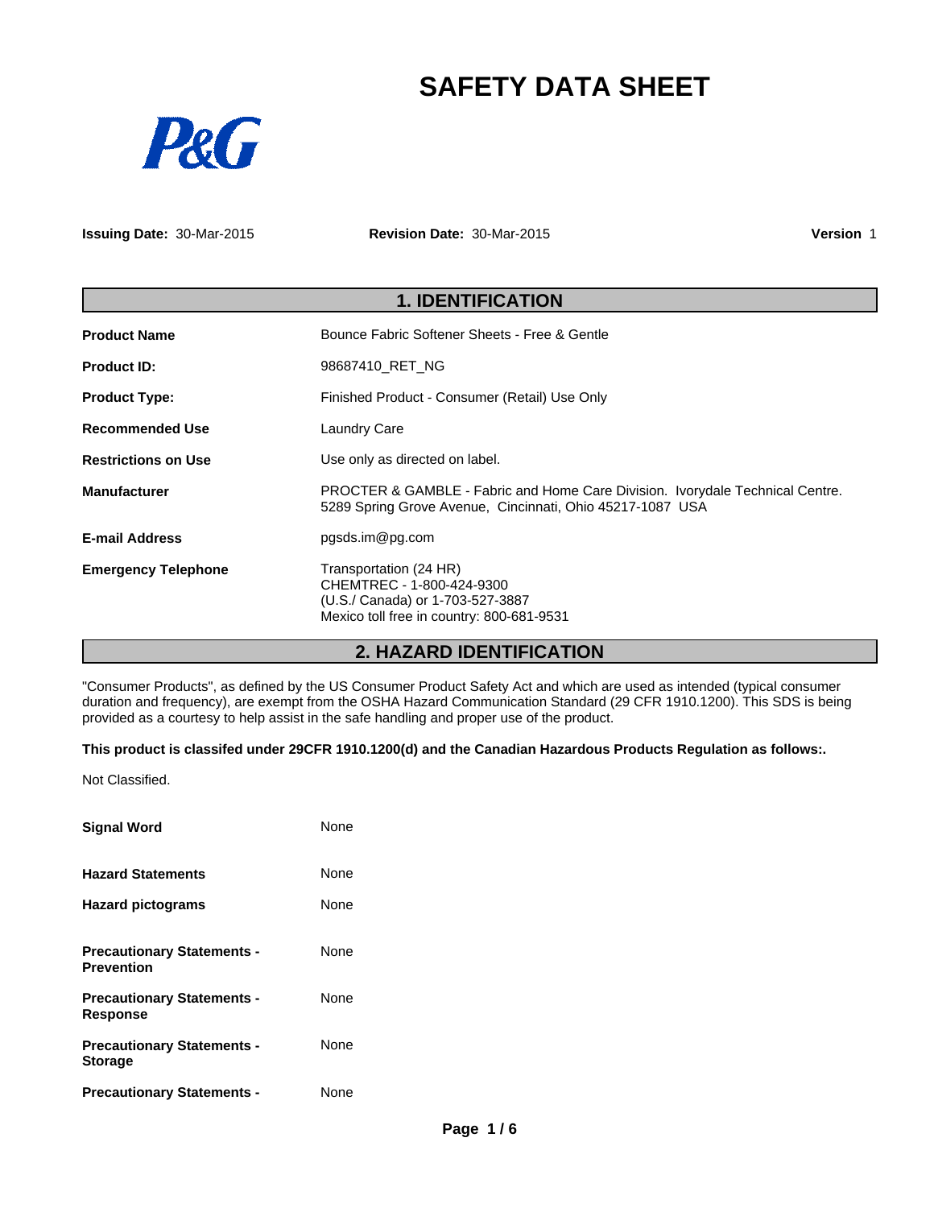# SAFETY DATA SHEET

P&G

**Issuing Date:** 30-Mar-2015 **Revision Date:** 30-Mar-2015 **Version** 1

## 1. IDENTIFICATION

| | |
|---|---|
| **Product Name** | Bounce Fabric Softener Sheets - Free & Gentle |
| **Product ID:** | 98687410_RET_NG |
| **Product Type:** | Finished Product - Consumer (Retail) Use Only |
| **Recommended Use** | Laundry Care |
| **Restrictions on Use** | Use only as directed on label. |
| **Manufacturer** | PROCTER & GAMBLE - Fabric and Home Care Division. Ivorydale Technical Centre. 5289 Spring Grove Avenue, Cincinnati, Ohio 45217-1087 USA |
| **E-mail Address** | pgsds.im@pg.com |
| **Emergency Telephone** | Transportation (24 HR)<br>CHEMTREC - 1-800-424-9300<br>(U.S./ Canada) or 1-703-527-3887<br>Mexico toll free in country: 800-681-9531 |

## 2. HAZARD IDENTIFICATION

"Consumer Products", as defined by the US Consumer Product Safety Act and which are used as intended (typical consumer duration and frequency), are exempt from the OSHA Hazard Communication Standard (29 CFR 1910.1200). This SDS is being provided as a courtesy to help assist in the safe handling and proper use of the product.

**This product is classifed under 29CFR 1910.1200(d) and the Canadian Hazardous Products Regulation as follows:.**

Not Classified.

| | |
|---|---|
| **Signal Word** | None |
| **Hazard Statements** | None |
| **Hazard pictograms** | None |
| **Precautionary Statements - Prevention** | None |
| **Precautionary Statements - Response** | None |
| **Precautionary Statements - Storage** | None |
| **Precautionary Statements -** | None |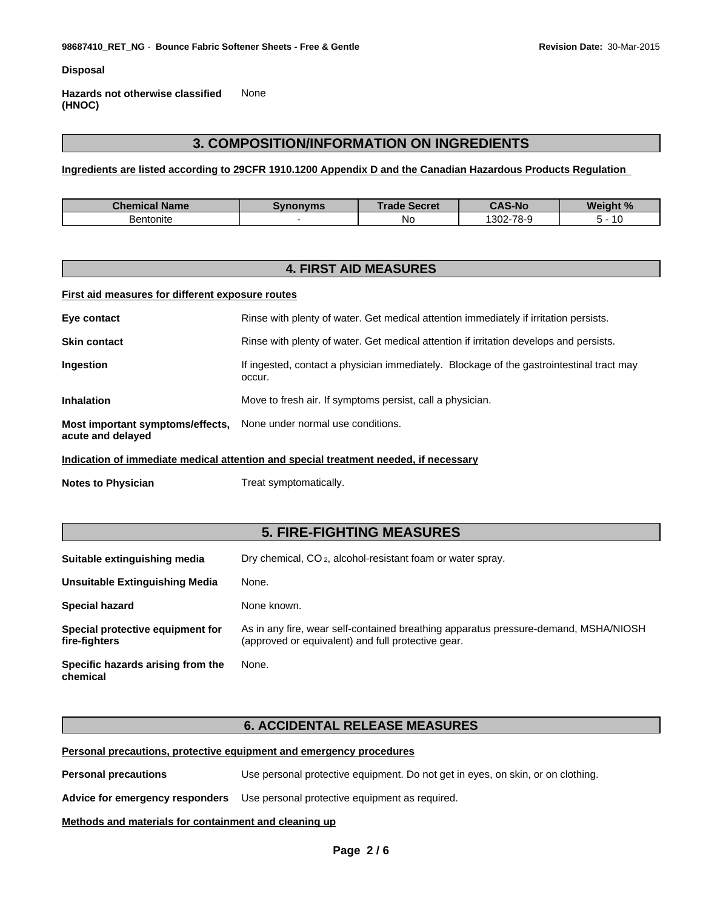**Disposal**

**Hazards not otherwise classified (HNOC)** None

## 3. COMPOSITION/INFORMATION ON INGREDIENTS

**Ingredients are listed according to 29CFR 1910.1200 Appendix D and the Canadian Hazardous Products Regulation**

| Chemical Name | Synonyms | Trade Secret | CAS-No | Weight % |
|---|---|---|---|---|
| Bentonite | - | No | 1302-78-9 | 5 - 10 |

## 4. FIRST AID MEASURES

**First aid measures for different exposure routes**

**Eye contact** Rinse with plenty of water. Get medical attention immediately if irritation persists.

**Skin contact** Rinse with plenty of water. Get medical attention if irritation develops and persists.

**Ingestion** If ingested, contact a physician immediately. Blockage of the gastrointestinal tract may occur.

**Inhalation** Move to fresh air. If symptoms persist, call a physician.

**Most important symptoms/effects, acute and delayed** None under normal use conditions.

**Indication of immediate medical attention and special treatment needed, if necessary**

**Notes to Physician** Treat symptomatically.

## 5. FIRE-FIGHTING MEASURES

**Suitable extinguishing media** Dry chemical, $CO_2$, alcohol-resistant foam or water spray.

**Unsuitable Extinguishing Media** None.

**Special hazard** None known.

**Special protective equipment for fire-fighters** As in any fire, wear self-contained breathing apparatus pressure-demand, MSHA/NIOSH (approved or equivalent) and full protective gear.

**Specific hazards arising from the chemical** None.

## 6. ACCIDENTAL RELEASE MEASURES

**Personal precautions, protective equipment and emergency procedures**

**Personal precautions** Use personal protective equipment. Do not get in eyes, on skin, or on clothing.

**Advice for emergency responders** Use personal protective equipment as required.

**Methods and materials for containment and cleaning up**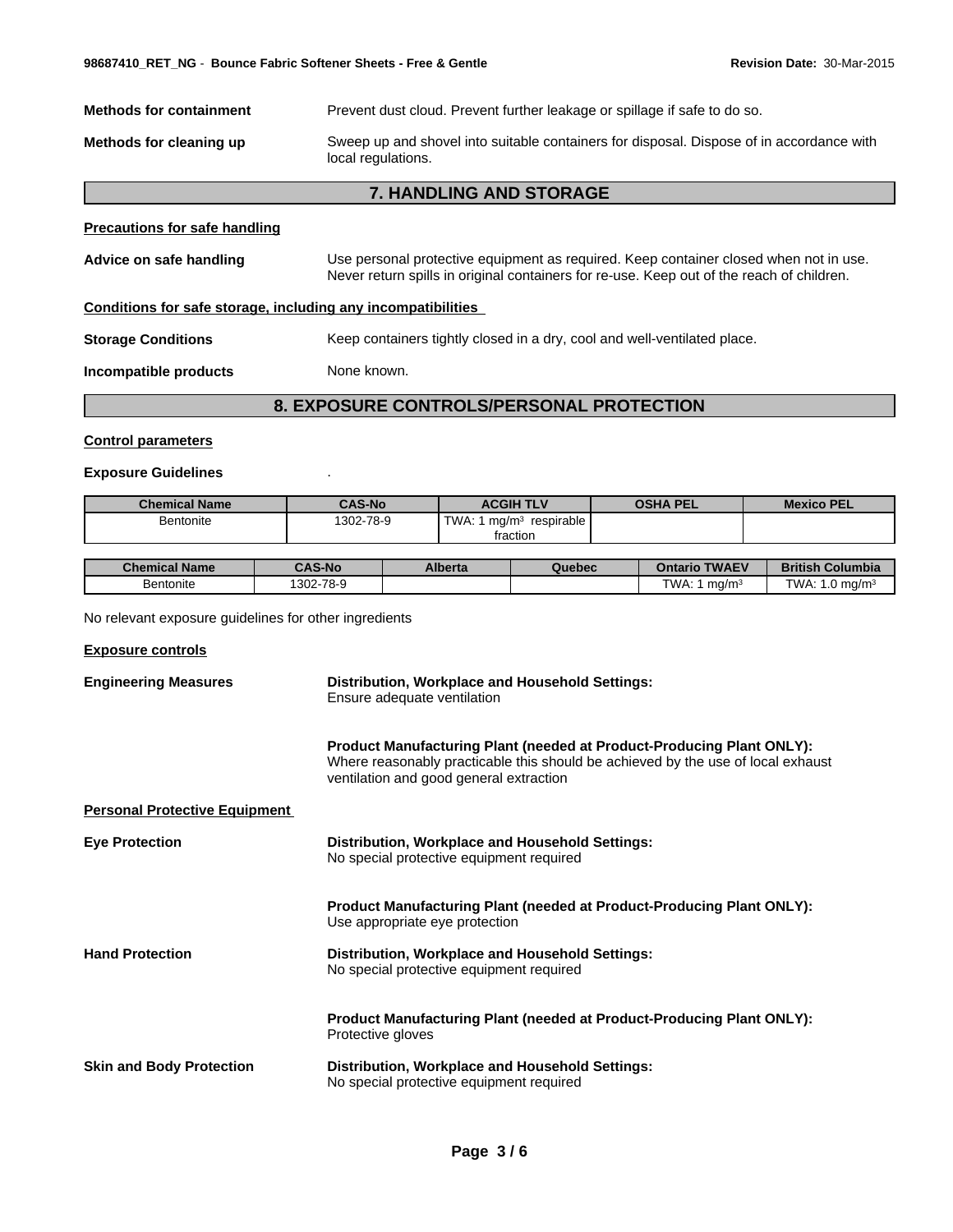**Methods for containment** Prevent dust cloud. Prevent further leakage or spillage if safe to do so.

**Methods for cleaning up** Sweep up and shovel into suitable containers for disposal. Dispose of in accordance with local regulations.

## 7. HANDLING AND STORAGE

**Precautions for safe handling**

**Advice on safe handling** Use personal protective equipment as required. Keep container closed when not in use. Never return spills in original containers for re-use. Keep out of the reach of children.

**Conditions for safe storage, including any incompatibilities**

**Storage Conditions** Keep containers tightly closed in a dry, cool and well-ventilated place.

**Incompatible products** None known.

## 8. EXPOSURE CONTROLS/PERSONAL PROTECTION

**Control parameters**

**Exposure Guidelines** .

| Chemical Name | CAS-No | ACGIH TLV | OSHA PEL | Mexico PEL |
|---|---|---|---|---|
| Bentonite | 1302-78-9 | TWA: 1 mg/m³ respirable fraction | | |

| Chemical Name | CAS-No | Alberta | Quebec | Ontario TWAEV | British Columbia |
|---|---|---|---|---|---|
| Bentonite | 1302-78-9 | | | TWA: 1 mg/m³ | TWA: 1.0 mg/m³ |

No relevant exposure guidelines for other ingredients

**Exposure controls**

**Engineering Measures**

**Distribution, Workplace and Household Settings:**
Ensure adequate ventilation

**Product Manufacturing Plant (needed at Product-Producing Plant ONLY):**
Where reasonably practicable this should be achieved by the use of local exhaust ventilation and good general extraction

**Personal Protective Equipment**

**Eye Protection**

**Distribution, Workplace and Household Settings:**
No special protective equipment required

**Product Manufacturing Plant (needed at Product-Producing Plant ONLY):**
Use appropriate eye protection

**Hand Protection**

**Distribution, Workplace and Household Settings:**
No special protective equipment required

**Product Manufacturing Plant (needed at Product-Producing Plant ONLY):**
Protective gloves

**Skin and Body Protection**

**Distribution, Workplace and Household Settings:**
No special protective equipment required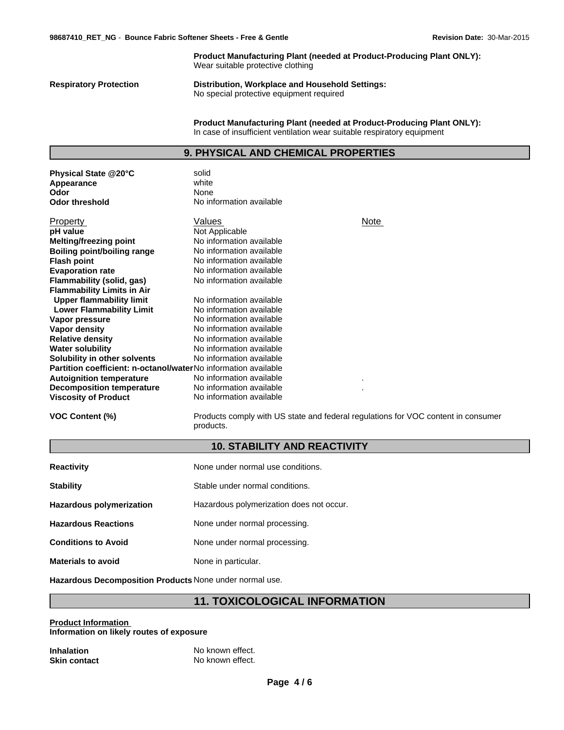**Product Manufacturing Plant (needed at Product-Producing Plant ONLY):**
Wear suitable protective clothing

**Respiratory Protection**

**Distribution, Workplace and Household Settings:**
No special protective equipment required

**Product Manufacturing Plant (needed at Product-Producing Plant ONLY):**
In case of insufficient ventilation wear suitable respiratory equipment

## 9. PHYSICAL AND CHEMICAL PROPERTIES

**Physical State @20°C** solid
**Appearance** white
**Odor** None
**Odor threshold** No information available

| Property | Values | Note |
|---|---|---|
| **pH value** | Not Applicable | |
| **Melting/freezing point** | No information available | |
| **Boiling point/boiling range** | No information available | |
| **Flash point** | No information available | |
| **Evaporation rate** | No information available | |
| **Flammability (solid, gas)** | No information available | |
| **Flammability Limits in Air** | | |
| **Upper flammability limit** | No information available | |
| **Lower Flammability Limit** | No information available | |
| **Vapor pressure** | No information available | |
| **Vapor density** | No information available | |
| **Relative density** | No information available | |
| **Water solubility** | No information available | |
| **Solubility in other solvents** | No information available | |
| **Partition coefficient: n-octanol/water** | No information available | |
| **Autoignition temperature** | No information available | . |
| **Decomposition temperature** | No information available | . |
| **Viscosity of Product** | No information available | |

**VOC Content (%)** Products comply with US state and federal regulations for VOC content in consumer products.

## 10. STABILITY AND REACTIVITY

**Reactivity** None under normal use conditions.

**Stability** Stable under normal conditions.

**Hazardous polymerization** Hazardous polymerization does not occur.

**Hazardous Reactions** None under normal processing.

**Conditions to Avoid** None under normal processing.

**Materials to avoid** None in particular.

**Hazardous Decomposition Products** None under normal use.

## 11. TOXICOLOGICAL INFORMATION

**Product Information**
**Information on likely routes of exposure**

**Inhalation** No known effect.
**Skin contact** No known effect.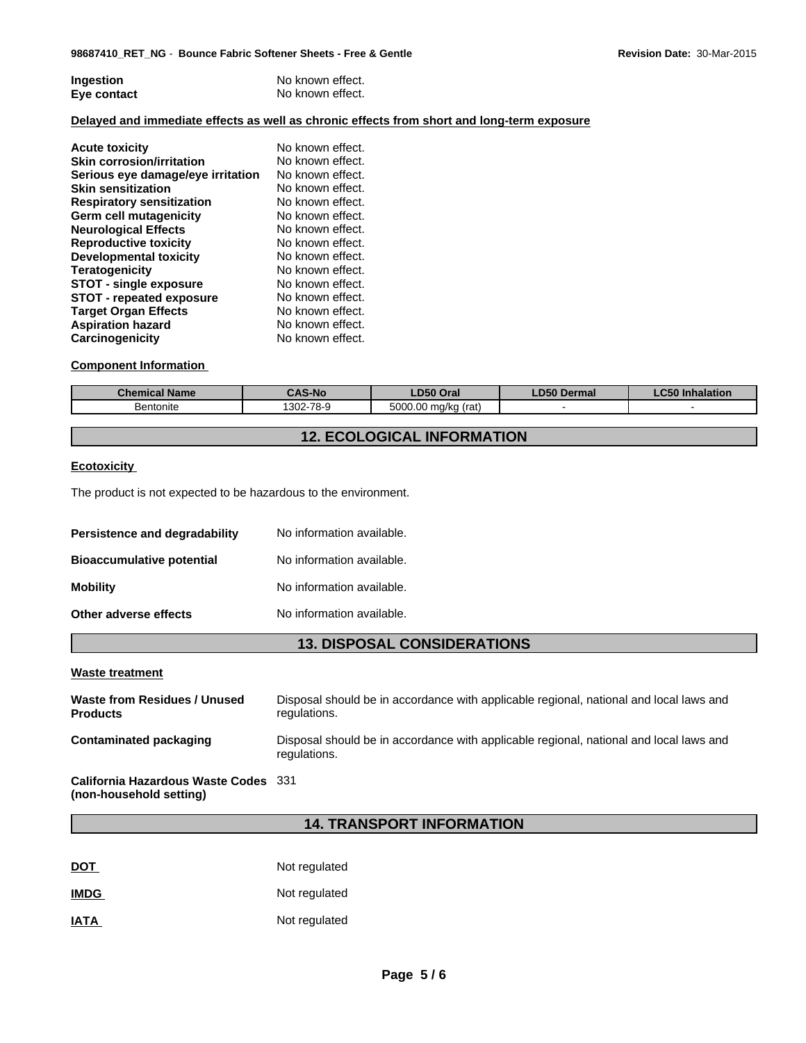**Ingestion** No known effect.
**Eye contact** No known effect.

**Delayed and immediate effects as well as chronic effects from short and long-term exposure**

| | |
|---|---|
| **Acute toxicity** | No known effect. |
| **Skin corrosion/irritation** | No known effect. |
| **Serious eye damage/eye irritation** | No known effect. |
| **Skin sensitization** | No known effect. |
| **Respiratory sensitization** | No known effect. |
| **Germ cell mutagenicity** | No known effect. |
| **Neurological Effects** | No known effect. |
| **Reproductive toxicity** | No known effect. |
| **Developmental toxicity** | No known effect. |
| **Teratogenicity** | No known effect. |
| **STOT - single exposure** | No known effect. |
| **STOT - repeated exposure** | No known effect. |
| **Target Organ Effects** | No known effect. |
| **Aspiration hazard** | No known effect. |
| **Carcinogenicity** | No known effect. |

**Component Information**

| Chemical Name | CAS-No | LD50 Oral | LD50 Dermal | LC50 Inhalation |
|---|---|---|---|---|
| Bentonite | 1302-78-9 | 5000.00 mg/kg (rat) | - | - |

## 12. ECOLOGICAL INFORMATION

**Ecotoxicity**

The product is not expected to be hazardous to the environment.

| | |
|---|---|
| **Persistence and degradability** | No information available. |
| **Bioaccumulative potential** | No information available. |
| **Mobility** | No information available. |
| **Other adverse effects** | No information available. |

## 13. DISPOSAL CONSIDERATIONS

**Waste treatment**

| | |
|---|---|
| **Waste from Residues / Unused Products** | Disposal should be in accordance with applicable regional, national and local laws and regulations. |
| **Contaminated packaging** | Disposal should be in accordance with applicable regional, national and local laws and regulations. |
| **California Hazardous Waste Codes (non-household setting)** | 331 |

## 14. TRANSPORT INFORMATION

| | |
|---|---|
| **DOT** | Not regulated |
| **IMDG** | Not regulated |
| **IATA** | Not regulated |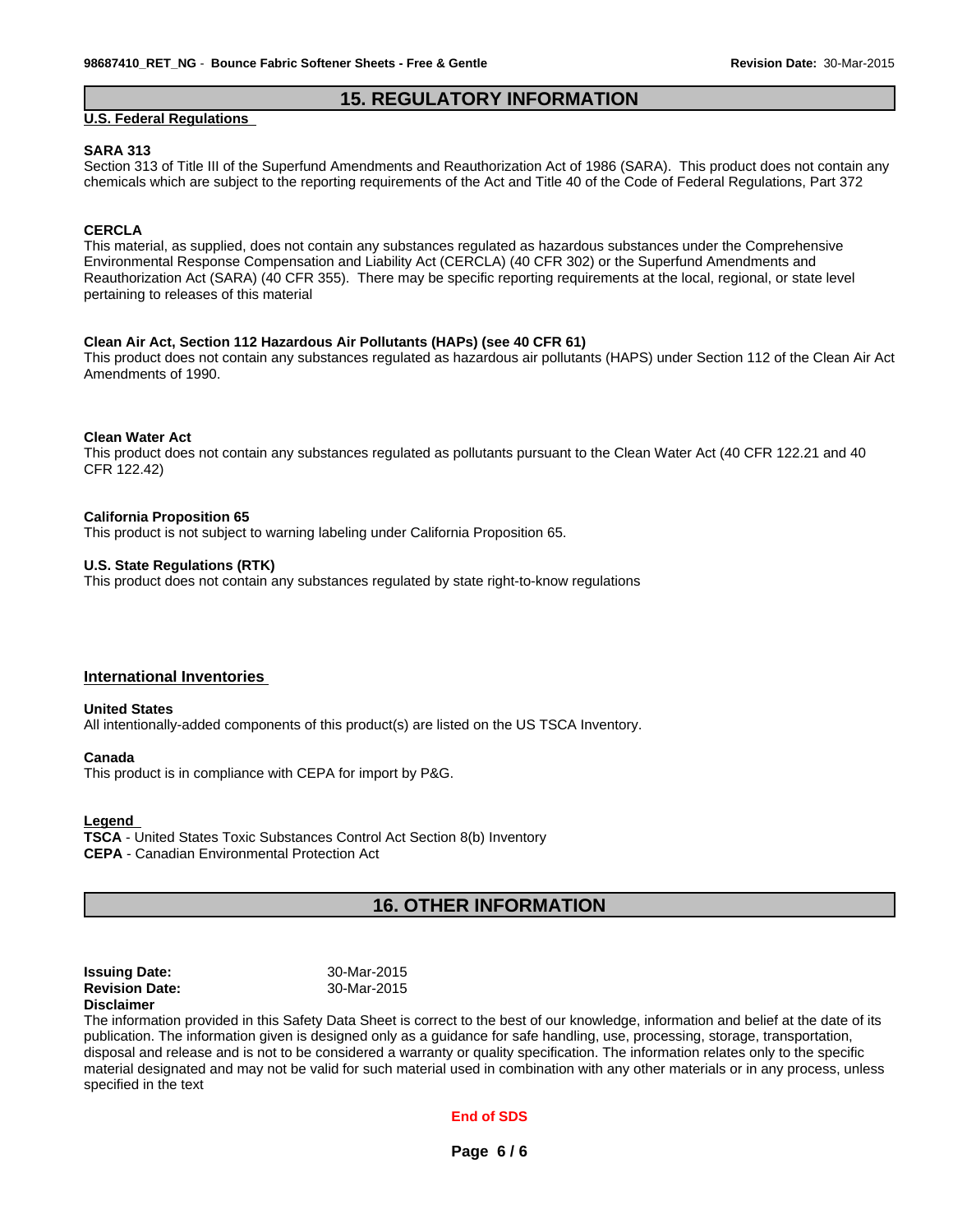## 15. REGULATORY INFORMATION

**U.S. Federal Regulations**

**SARA 313**

Section 313 of Title III of the Superfund Amendments and Reauthorization Act of 1986 (SARA). This product does not contain any chemicals which are subject to the reporting requirements of the Act and Title 40 of the Code of Federal Regulations, Part 372

**CERCLA**

This material, as supplied, does not contain any substances regulated as hazardous substances under the Comprehensive Environmental Response Compensation and Liability Act (CERCLA) (40 CFR 302) or the Superfund Amendments and Reauthorization Act (SARA) (40 CFR 355). There may be specific reporting requirements at the local, regional, or state level pertaining to releases of this material

**Clean Air Act, Section 112 Hazardous Air Pollutants (HAPs) (see 40 CFR 61)**

This product does not contain any substances regulated as hazardous air pollutants (HAPS) under Section 112 of the Clean Air Act Amendments of 1990.

**Clean Water Act**

This product does not contain any substances regulated as pollutants pursuant to the Clean Water Act (40 CFR 122.21 and 40 CFR 122.42)

**California Proposition 65**

This product is not subject to warning labeling under California Proposition 65.

**U.S. State Regulations (RTK)**

This product does not contain any substances regulated by state right-to-know regulations

**International Inventories**

**United States**

All intentionally-added components of this product(s) are listed on the US TSCA Inventory.

**Canada**

This product is in compliance with CEPA for import by P&G.

**Legend**

**TSCA** - United States Toxic Substances Control Act Section 8(b) Inventory
**CEPA** - Canadian Environmental Protection Act

## 16. OTHER INFORMATION

**Issuing Date:** 30-Mar-2015
**Revision Date:** 30-Mar-2015
**Disclaimer**

The information provided in this Safety Data Sheet is correct to the best of our knowledge, information and belief at the date of its publication. The information given is designed only as a guidance for safe handling, use, processing, storage, transportation, disposal and release and is not to be considered a warranty or quality specification. The information relates only to the specific material designated and may not be valid for such material used in combination with any other materials or in any process, unless specified in the text

**End of SDS**